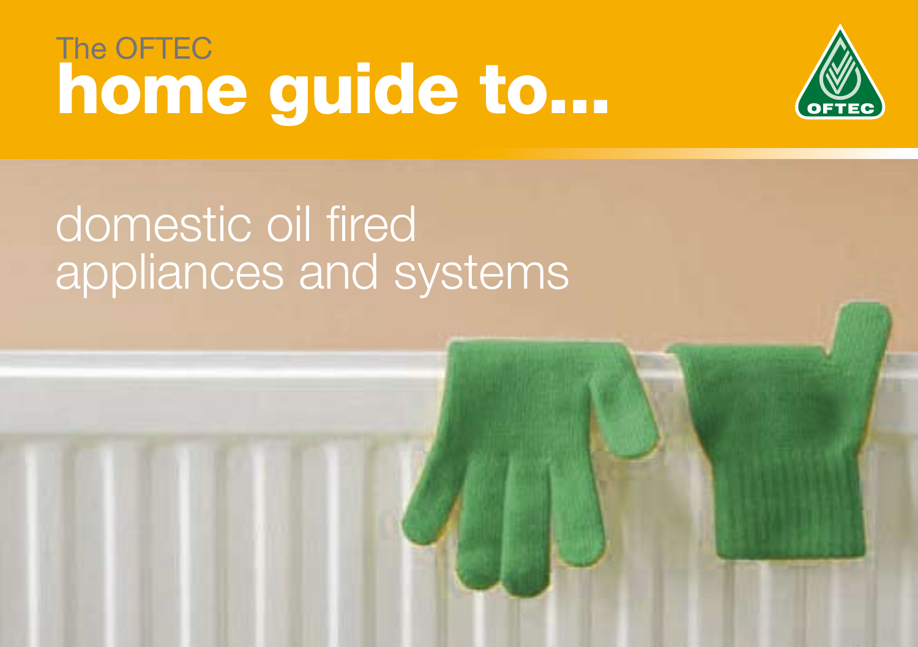The OFTEC

# home guide to...

OFTEC

## domestic oil fired appliances and systems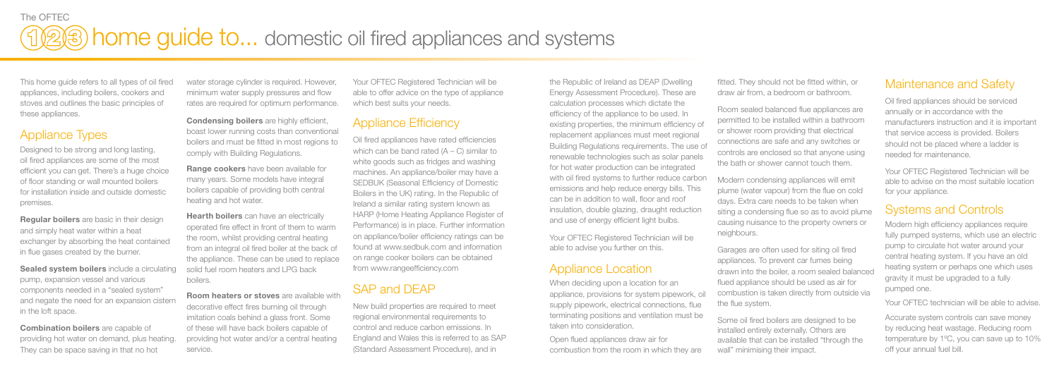# The OFTEC 1 2 3 home guide to... domestic oil fired appliances and systems

This home guide refers to all types of oil fired appliances, including boilers, cookers and stoves and outlines the basic principles of these appliances.

## Appliance Types

Designed to be strong and long lasting, oil fired appliances are some of the most efficient you can get. There's a huge choice of floor standing or wall mounted boilers for installation inside and outside domestic premises.

**Regular boilers** are basic in their design and simply heat water within a heat exchanger by absorbing the heat contained in flue gases created by the burner.

**Sealed system boilers** include a circulating pump, expansion vessel and various components needed in a "sealed system" and negate the need for an expansion cistern in the loft space.

**Combination boilers** are capable of providing hot water on demand, plus heating. They can be space saving in that no hot water storage cylinder is required. However, minimum water supply pressures and flow rates are required for optimum performance.

**Condensing boilers** are highly efficient, boast lower running costs than conventional boilers and must be fitted in most regions to comply with Building Regulations.

**Range cookers** have been available for many years. Some models have integral boilers capable of providing both central heating and hot water.

**Hearth boilers** can have an electrically operated fire effect in front of them to warm the room, whilst providing central heating from an integral oil fired boiler at the back of the appliance. These can be used to replace solid fuel room heaters and LPG back boilers.

**Room heaters or stoves** are available with decorative effect fires burning oil through imitation coals behind a glass front. Some of these will have back boilers capable of providing hot water and/or a central heating service.

Your OFTEC Registered Technician will be able to offer advice on the type of appliance which best suits your needs.

## Appliance Efficiency

Oil fired appliances have rated efficiencies which can be band rated (A – C) similar to white goods such as fridges and washing machines. An appliance/boiler may have a SEDBUK (Seasonal Efficiency of Domestic Boilers in the UK) rating. In the Republic of Ireland a similar rating system known as HARP (Home Heating Appliance Register of Performance) is in place. Further information on appliance/boiler efficiency ratings can be found at www.sedbuk.com and information on range cooker boilers can be obtained from www.rangeefficiency.com

## SAP and DEAP

New build properties are required to meet regional environmental requirements to control and reduce carbon emissions. In England and Wales this is referred to as SAP (Standard Assessment Procedure), and in the Republic of Ireland as DEAP (Dwelling Energy Assessment Procedure). These are calculation processes which dictate the efficiency of the appliance to be used. In existing properties, the minimum efficiency of replacement appliances must meet regional Building Regulations requirements. The use of renewable technologies such as solar panels for hot water production can be integrated with oil fired systems to further reduce carbon emissions and help reduce energy bills. This can be in addition to wall, floor and roof insulation, double glazing, draught reduction and use of energy efficient light bulbs.

Your OFTEC Registered Technician will be able to advise you further on this.

## Appliance Location

When deciding upon a location for an appliance, provisions for system pipework, oil supply pipework, electrical connections, flue terminating positions and ventilation must be taken into consideration.

Open flued appliances draw air for combustion from the room in which they are fitted. They should not be fitted within, or draw air from, a bedroom or bathroom.

Room sealed balanced flue appliances are permitted to be installed within a bathroom or shower room providing that electrical connections are safe and any switches or controls are enclosed so that anyone using the bath or shower cannot touch them.

Modern condensing appliances will emit plume (water vapour) from the flue on cold days. Extra care needs to be taken when siting a condensing flue so as to avoid plume causing nuisance to the property owners or neighbours.

Garages are often used for siting oil fired appliances. To prevent car fumes being drawn into the boiler, a room sealed balanced flued appliance should be used as air for combustion is taken directly from outside via the flue system.

Some oil fired boilers are designed to be installed entirely externally. Others are available that can be installed "through the wall" minimising their impact.

## Maintenance and Safety

Oil fired appliances should be serviced annually or in accordance with the manufacturers instruction and it is important that service access is provided. Boilers should not be placed where a ladder is needed for maintenance.

Your OFTEC Registered Technician will be able to advise on the most suitable location for your appliance.

## Systems and Controls

Modern high efficiency appliances require fully pumped systems, which use an electric pump to circulate hot water around your central heating system. If you have an old heating system or perhaps one which uses gravity it must be upgraded to a fully pumped one.

Your OFTEC technician will be able to advise.

Accurate system controls can save money by reducing heat wastage. Reducing room temperature by 1ºC, you can save up to 10% off your annual fuel bill.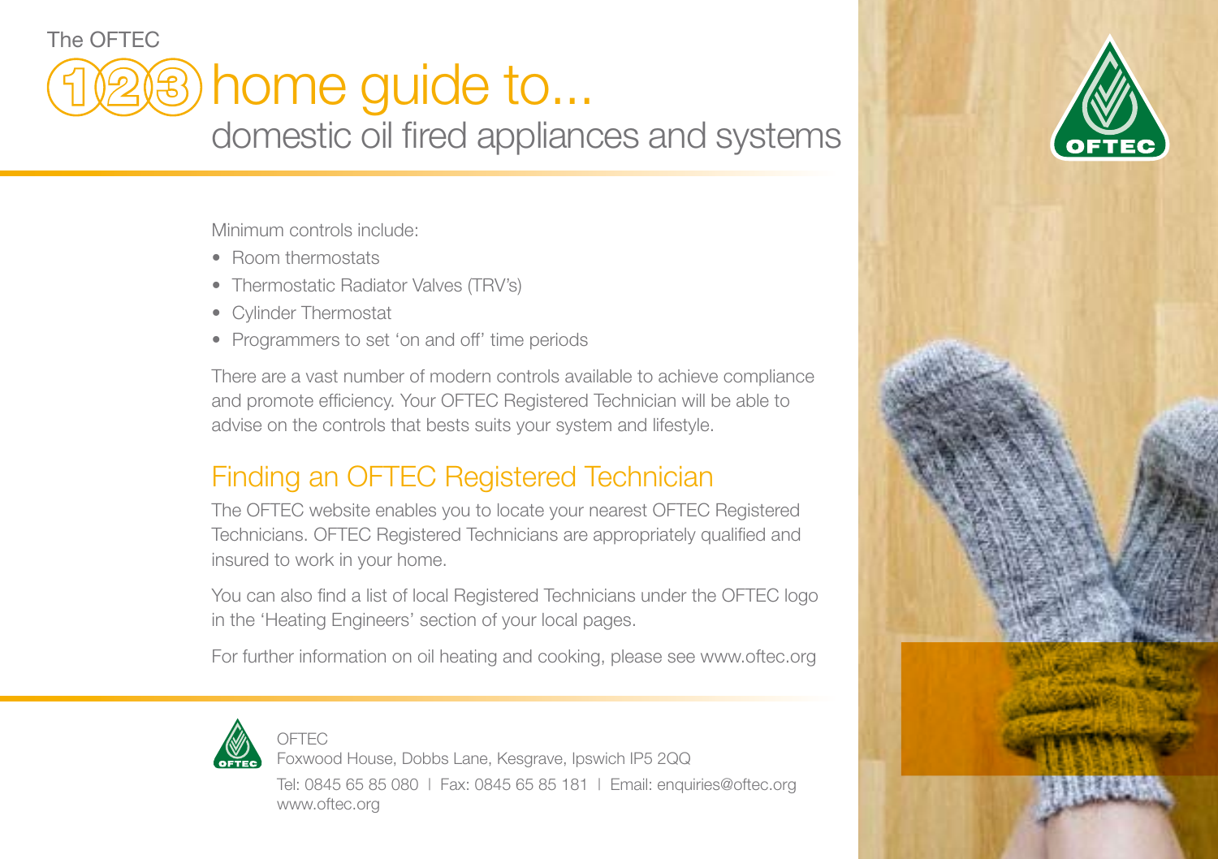The OFTEC

# 123 home guide to...

## domestic oil fired appliances and systems

Minimum controls include:

- Room thermostats
- Thermostatic Radiator Valves (TRV's)
- Cylinder Thermostat
- Programmers to set 'on and off' time periods

There are a vast number of modern controls available to achieve compliance and promote efficiency. Your OFTEC Registered Technician will be able to advise on the controls that bests suits your system and lifestyle.

## Finding an OFTEC Registered Technician

The OFTEC website enables you to locate your nearest OFTEC Registered Technicians. OFTEC Registered Technicians are appropriately qualified and insured to work in your home.

You can also find a list of local Registered Technicians under the OFTEC logo in the 'Heating Engineers' section of your local pages.

For further information on oil heating and cooking, please see www.oftec.org

OFTEC
Foxwood House, Dobbs Lane, Kesgrave, Ipswich IP5 2QQ

Tel: 0845 65 85 080 | Fax: 0845 65 85 181 | Email: enquiries@oftec.org
www.oftec.org